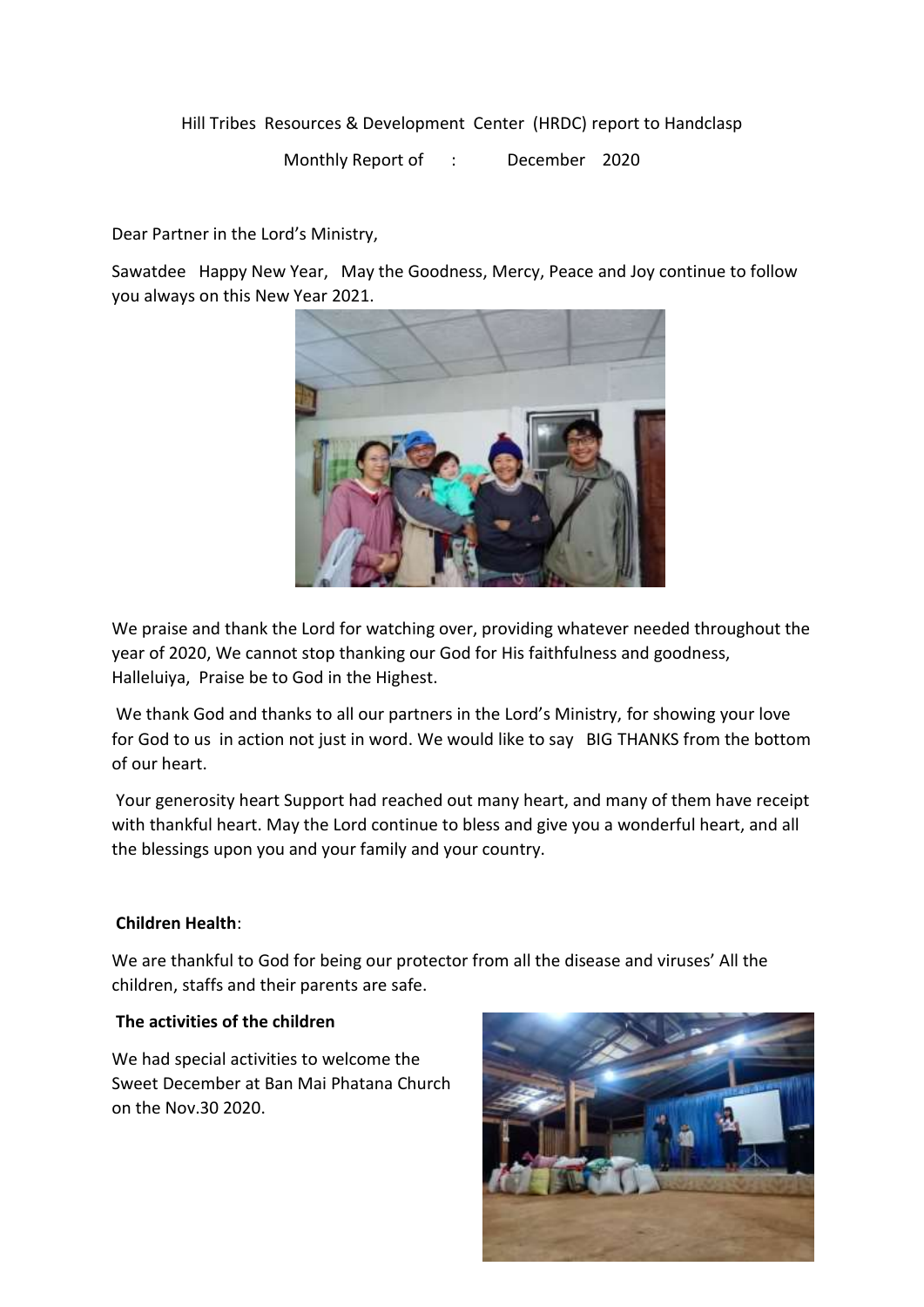Hill Tribes Resources & Development Center (HRDC) report to Handclasp

Monthly Report of : December 2020

Dear Partner in the Lord's Ministry,

Sawatdee Happy New Year, May the Goodness, Mercy, Peace and Joy continue to follow you always on this New Year 2021.

We praise and thank the Lord for watching over, providing whatever needed throughout the year of 2020, We cannot stop thanking our God for His faithfulness and goodness, Halleluiya, Praise be to God in the Highest.

We thank God and thanks to all our partners in the Lord's Ministry, for showing your love for God to us in action not just in word. We would like to say BIG THANKS from the bottom of our heart.

Your generosity heart Support had reached out many heart, and many of them have receipt with thankful heart. May the Lord continue to bless and give you a wonderful heart, and all the blessings upon you and your family and your country.

**Children Health**:

We are thankful to God for being our protector from all the disease and viruses' All the children, staffs and their parents are safe.

**The activities of the children**

We had special activities to welcome the Sweet December at Ban Mai Phatana Church on the Nov.30 2020.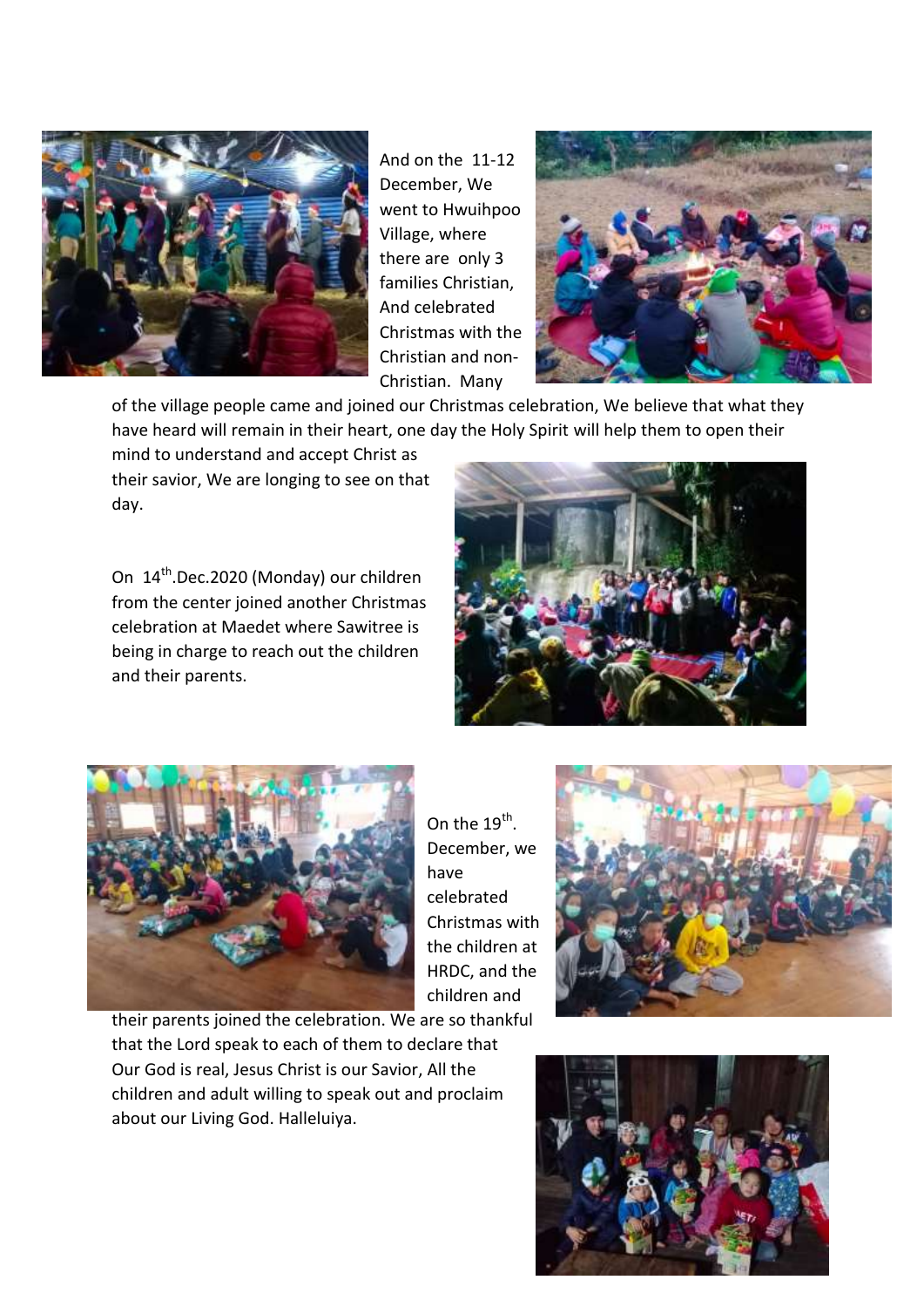And on the 11-12 December, We went to Hwuihpoo Village, where there are only 3 families Christian, And celebrated Christmas with the Christian and non-Christian. Many of the village people came and joined our Christmas celebration, We believe that what they have heard will remain in their heart, one day the Holy Spirit will help them to open their mind to understand and accept Christ as their savior, We are longing to see on that day.

On 14th.Dec.2020 (Monday) our children from the center joined another Christmas celebration at Maedet where Sawitree is being in charge to reach out the children and their parents.

On the 19th. December, we have celebrated Christmas with the children at HRDC, and the children and their parents joined the celebration. We are so thankful that the Lord speak to each of them to declare that Our God is real, Jesus Christ is our Savior, All the children and adult willing to speak out and proclaim about our Living God. Halleluiya.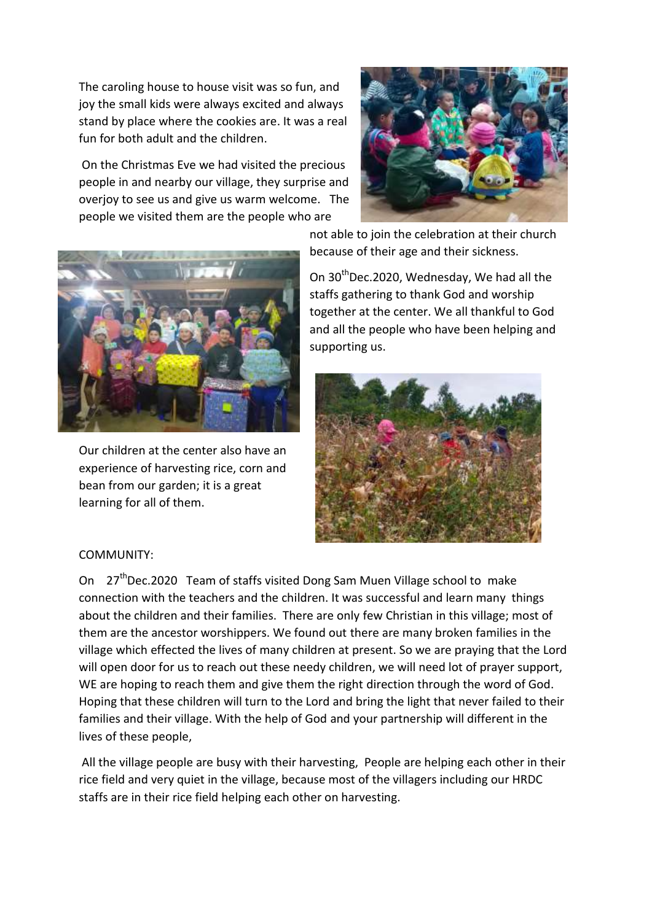The caroling house to house visit was so fun, and joy the small kids were always excited and always stand by place where the cookies are. It was a real fun for both adult and the children.

On the Christmas Eve we had visited the precious people in and nearby our village, they surprise and overjoy to see us and give us warm welcome. The people we visited them are the people who are not able to join the celebration at their church because of their age and their sickness.

On 30th Dec.2020, Wednesday, We had all the staffs gathering to thank God and worship together at the center. We all thankful to God and all the people who have been helping and supporting us.

Our children at the center also have an experience of harvesting rice, corn and bean from our garden; it is a great learning for all of them.

COMMUNITY:

On 27th Dec.2020 Team of staffs visited Dong Sam Muen Village school to make connection with the teachers and the children. It was successful and learn many things about the children and their families. There are only few Christian in this village; most of them are the ancestor worshippers. We found out there are many broken families in the village which effected the lives of many children at present. So we are praying that the Lord will open door for us to reach out these needy children, we will need lot of prayer support, WE are hoping to reach them and give them the right direction through the word of God. Hoping that these children will turn to the Lord and bring the light that never failed to their families and their village. With the help of God and your partnership will different in the lives of these people,

All the village people are busy with their harvesting, People are helping each other in their rice field and very quiet in the village, because most of the villagers including our HRDC staffs are in their rice field helping each other on harvesting.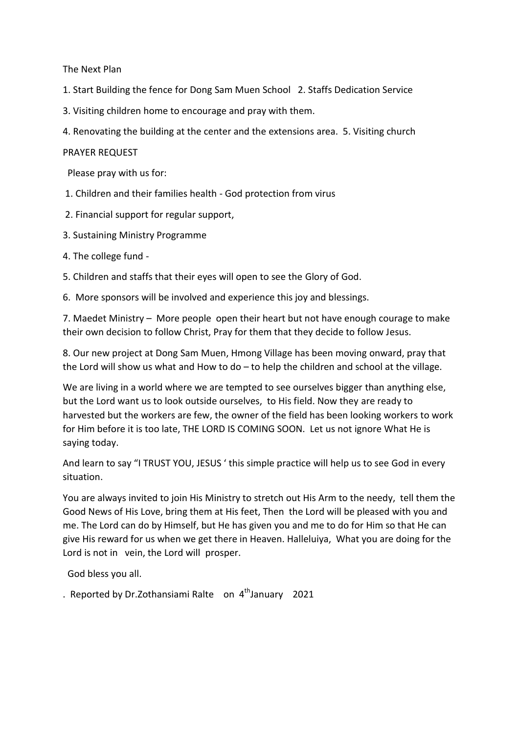The Next Plan

1. Start Building the fence for Dong Sam Muen School 2. Staffs Dedication Service

3. Visiting children home to encourage and pray with them.

4. Renovating the building at the center and the extensions area. 5. Visiting church

PRAYER REQUEST

Please pray with us for:

1. Children and their families health - God protection from virus

2. Financial support for regular support,

3. Sustaining Ministry Programme

4. The college fund -

5. Children and staffs that their eyes will open to see the Glory of God.

6. More sponsors will be involved and experience this joy and blessings.

7. Maedet Ministry – More people open their heart but not have enough courage to make their own decision to follow Christ, Pray for them that they decide to follow Jesus.

8. Our new project at Dong Sam Muen, Hmong Village has been moving onward, pray that the Lord will show us what and How to do – to help the children and school at the village.

We are living in a world where we are tempted to see ourselves bigger than anything else, but the Lord want us to look outside ourselves, to His field. Now they are ready to harvested but the workers are few, the owner of the field has been looking workers to work for Him before it is too late, THE LORD IS COMING SOON. Let us not ignore What He is saying today.

And learn to say "I TRUST YOU, JESUS ' this simple practice will help us to see God in every situation.

You are always invited to join His Ministry to stretch out His Arm to the needy, tell them the Good News of His Love, bring them at His feet, Then the Lord will be pleased with you and me. The Lord can do by Himself, but He has given you and me to do for Him so that He can give His reward for us when we get there in Heaven. Halleluiya, What you are doing for the Lord is not in vein, the Lord will prosper.

God bless you all.

. Reported by Dr.Zothansiami Ralte on 4th January 2021